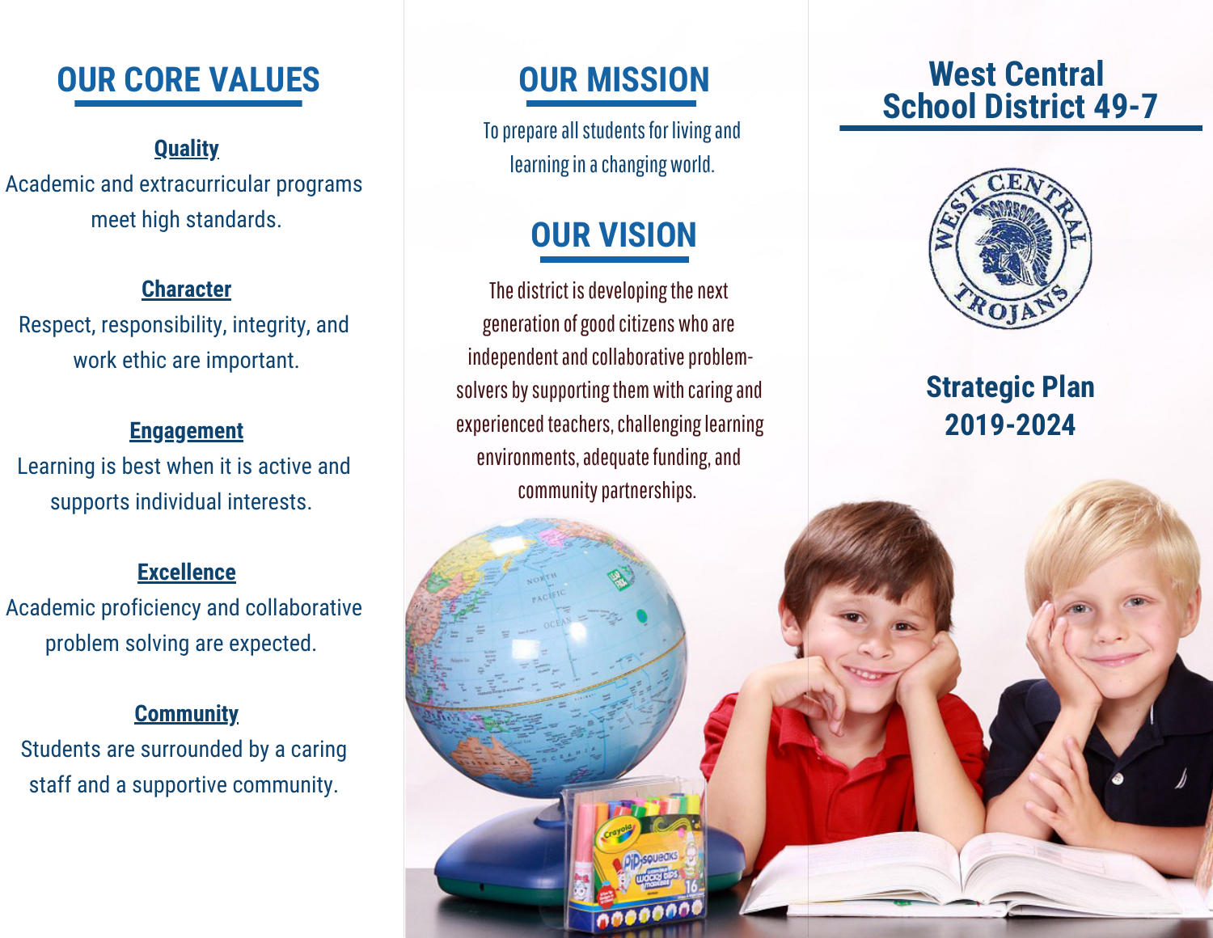## OUR CORE VALUES

**Quality**
Academic and extracurricular programs meet high standards.

**Character**
Respect, responsibility, integrity, and work ethic are important.

**Engagement**
Learning is best when it is active and supports individual interests.

**Excellence**
Academic proficiency and collaborative problem solving are expected.

**Community**
Students are surrounded by a caring staff and a supportive community.

## OUR MISSION

To prepare all students for living and learning in a changing world.

## OUR VISION

The district is developing the next generation of good citizens who are independent and collaborative problem-solvers by supporting them with caring and experienced teachers, challenging learning environments, adequate funding, and community partnerships.

# West Central School District 49-7

WEST CENTRAL TROJANS

## Strategic Plan 2019-2024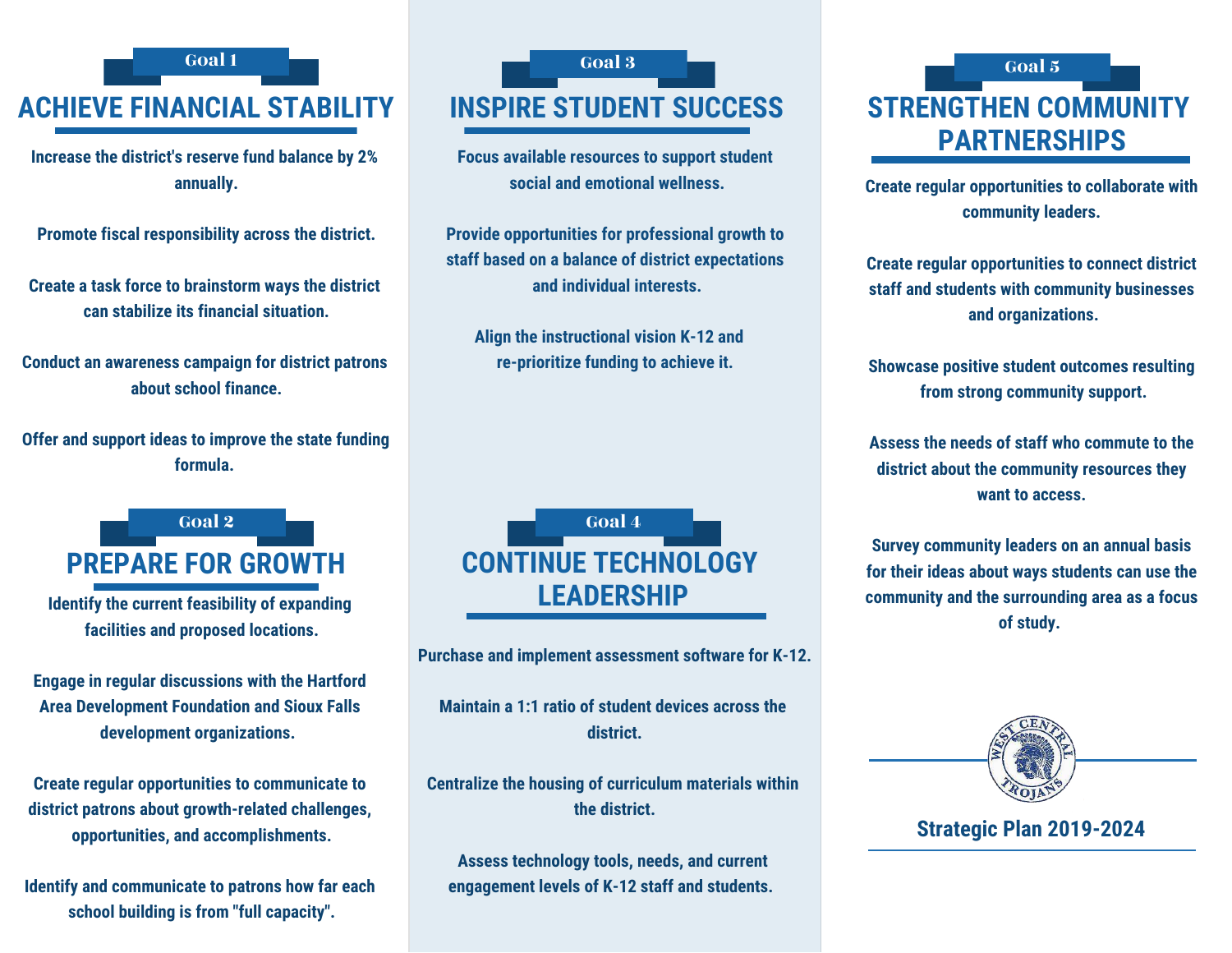Goal 1

## ACHIEVE FINANCIAL STABILITY

**Increase the district's reserve fund balance by 2% annually.**

**Promote fiscal responsibility across the district.**

**Create a task force to brainstorm ways the district can stabilize its financial situation.**

**Conduct an awareness campaign for district patrons about school finance.**

**Offer and support ideas to improve the state funding formula.**

Goal 2

## PREPARE FOR GROWTH

**Identify the current feasibility of expanding facilities and proposed locations.**

**Engage in regular discussions with the Hartford Area Development Foundation and Sioux Falls development organizations.**

**Create regular opportunities to communicate to district patrons about growth-related challenges, opportunities, and accomplishments.**

**Identify and communicate to patrons how far each school building is from "full capacity".**

Goal 3

## INSPIRE STUDENT SUCCESS

**Focus available resources to support student social and emotional wellness.**

**Provide opportunities for professional growth to staff based on a balance of district expectations and individual interests.**

**Align the instructional vision K-12 and re-prioritize funding to achieve it.**

Goal 4

## CONTINUE TECHNOLOGY LEADERSHIP

**Purchase and implement assessment software for K-12.**

**Maintain a 1:1 ratio of student devices across the district.**

**Centralize the housing of curriculum materials within the district.**

**Assess technology tools, needs, and current engagement levels of K-12 staff and students.**

Goal 5

## STRENGTHEN COMMUNITY PARTNERSHIPS

**Create regular opportunities to collaborate with community leaders.**

**Create regular opportunities to connect district staff and students with community businesses and organizations.**

**Showcase positive student outcomes resulting from strong community support.**

**Assess the needs of staff who commute to the district about the community resources they want to access.**

**Survey community leaders on an annual basis for their ideas about ways students can use the community and the surrounding area as a focus of study.**

WEST CENTRAL TROJANS

**Strategic Plan 2019-2024**